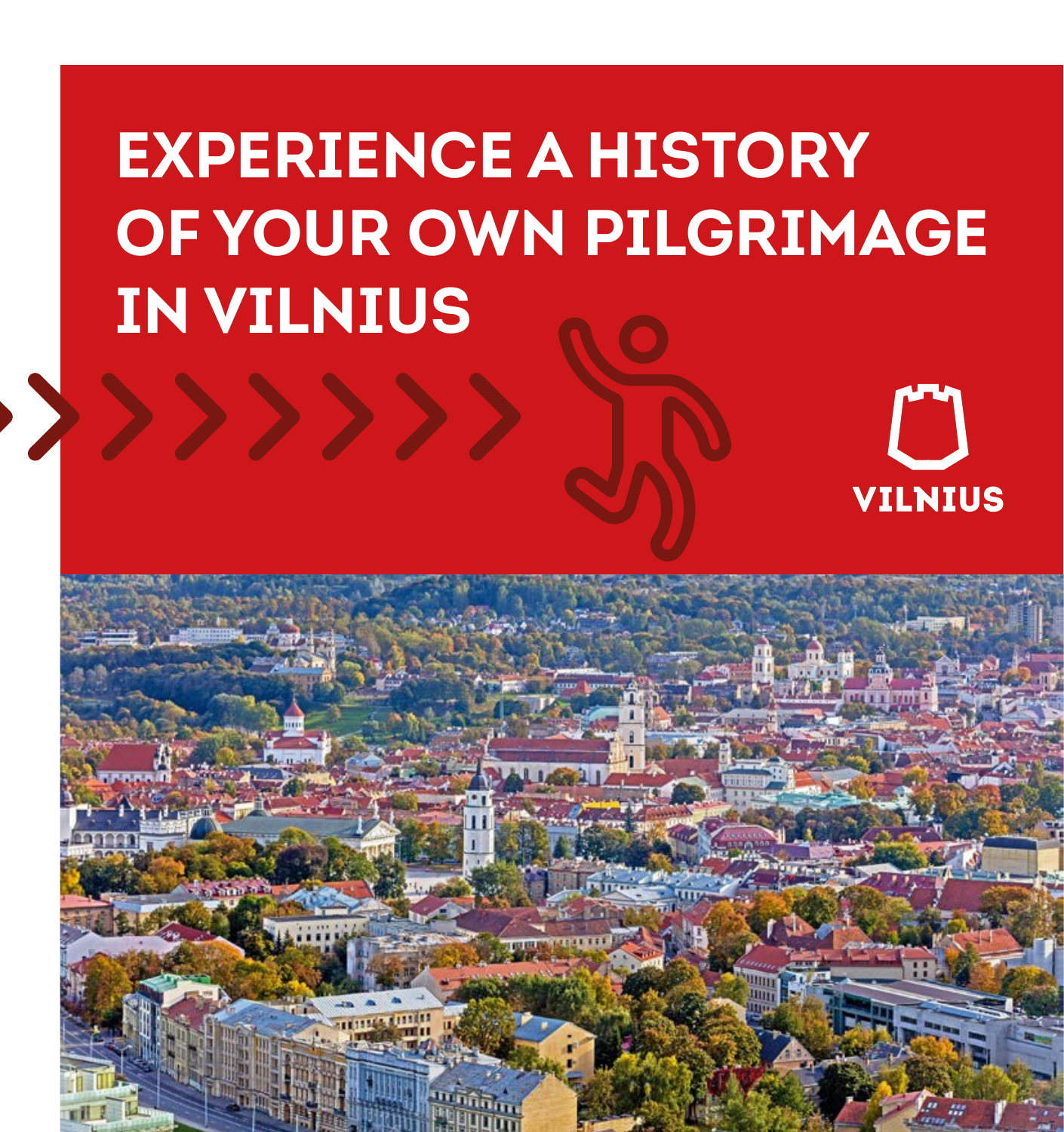# EXPERIENCE A HISTORY OF YOUR OWN PILGRIMAGE IN VILNIUS

VILNIUS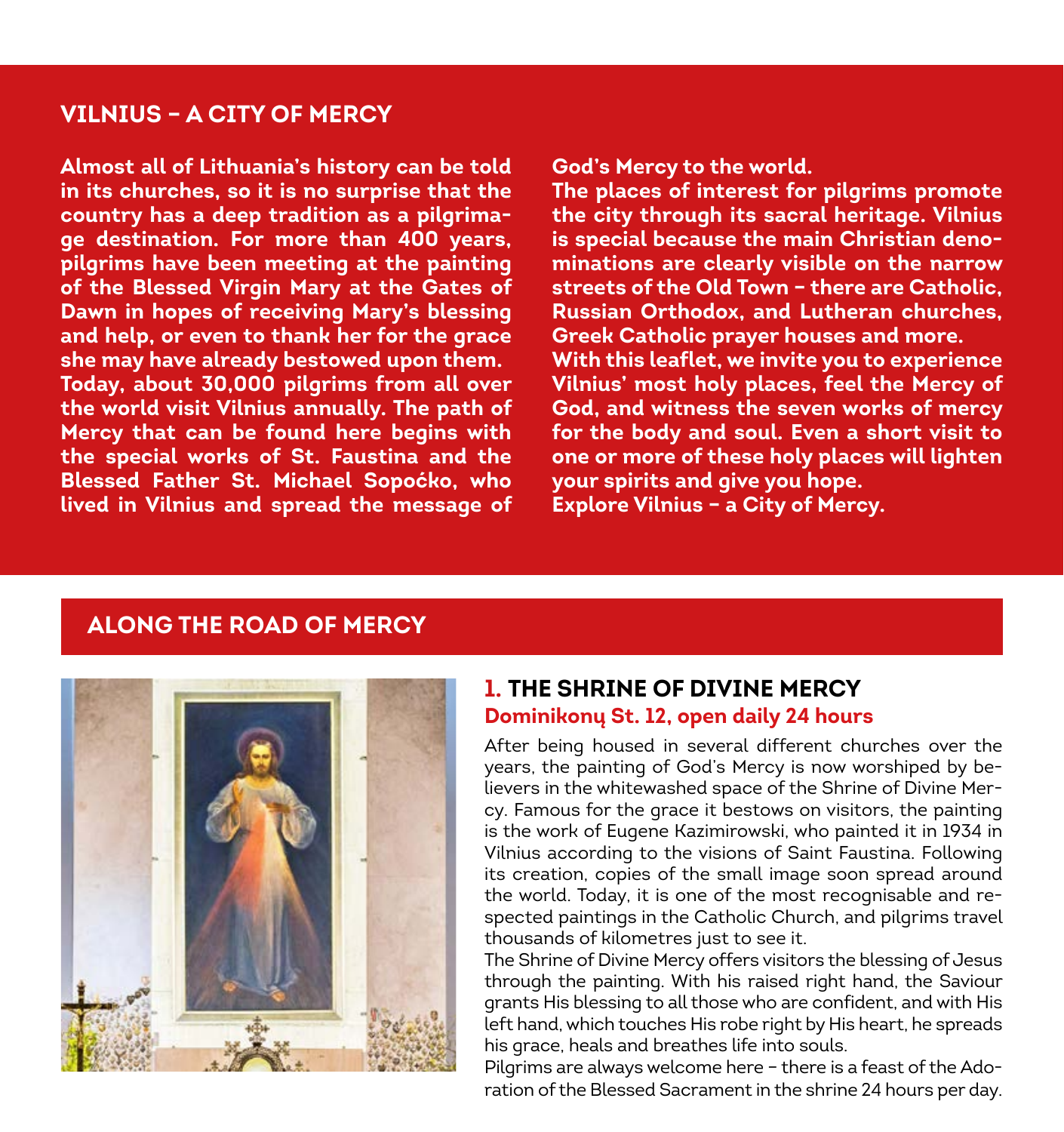## VILNIUS – A CITY OF MERCY

**Almost all of Lithuania's history can be told in its churches, so it is no surprise that the country has a deep tradition as a pilgrimage destination. For more than 400 years, pilgrims have been meeting at the painting of the Blessed Virgin Mary at the Gates of Dawn in hopes of receiving Mary's blessing and help, or even to thank her for the grace she may have already bestowed upon them.**

**Today, about 30,000 pilgrims from all over the world visit Vilnius annually. The path of Mercy that can be found here begins with the special works of St. Faustina and the Blessed Father St. Michael Sopoćko, who lived in Vilnius and spread the message of God's Mercy to the world.**

**The places of interest for pilgrims promote the city through its sacral heritage. Vilnius is special because the main Christian denominations are clearly visible on the narrow streets of the Old Town – there are Catholic, Russian Orthodox, and Lutheran churches, Greek Catholic prayer houses and more.**

**With this leaflet, we invite you to experience Vilnius' most holy places, feel the Mercy of God, and witness the seven works of mercy for the body and soul. Even a short visit to one or more of these holy places will lighten your spirits and give you hope.**

**Explore Vilnius – a City of Mercy.**

## ALONG THE ROAD OF MERCY

### 1. THE SHRINE OF DIVINE MERCY

**Dominikonų St. 12, open daily 24 hours**

After being housed in several different churches over the years, the painting of God's Mercy is now worshiped by believers in the whitewashed space of the Shrine of Divine Mercy. Famous for the grace it bestows on visitors, the painting is the work of Eugene Kazimirowski, who painted it in 1934 in Vilnius according to the visions of Saint Faustina. Following its creation, copies of the small image soon spread around the world. Today, it is one of the most recognisable and respected paintings in the Catholic Church, and pilgrims travel thousands of kilometres just to see it.

The Shrine of Divine Mercy offers visitors the blessing of Jesus through the painting. With his raised right hand, the Saviour grants His blessing to all those who are confident, and with His left hand, which touches His robe right by His heart, he spreads his grace, heals and breathes life into souls.

Pilgrims are always welcome here – there is a feast of the Adoration of the Blessed Sacrament in the shrine 24 hours per day.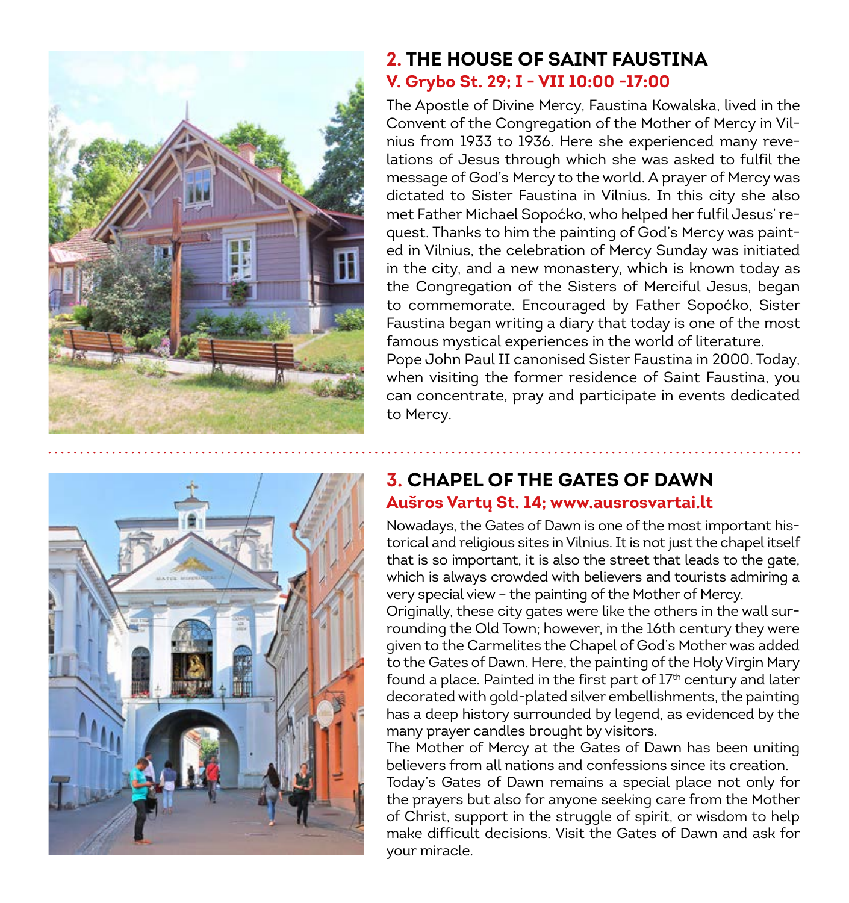## 2. THE HOUSE OF SAINT FAUSTINA

**V. Grybo St. 29; I - VII 10:00 -17:00**

The Apostle of Divine Mercy, Faustina Kowalska, lived in the Convent of the Congregation of the Mother of Mercy in Vilnius from 1933 to 1936. Here she experienced many revelations of Jesus through which she was asked to fulfil the message of God's Mercy to the world. A prayer of Mercy was dictated to Sister Faustina in Vilnius. In this city she also met Father Michael Sopoćko, who helped her fulfil Jesus' request. Thanks to him the painting of God's Mercy was painted in Vilnius, the celebration of Mercy Sunday was initiated in the city, and a new monastery, which is known today as the Congregation of the Sisters of Merciful Jesus, began to commemorate. Encouraged by Father Sopoćko, Sister Faustina began writing a diary that today is one of the most famous mystical experiences in the world of literature.

Pope John Paul II canonised Sister Faustina in 2000. Today, when visiting the former residence of Saint Faustina, you can concentrate, pray and participate in events dedicated to Mercy.

## 3. CHAPEL OF THE GATES OF DAWN

**Aušros Vartų St. 14; www.ausrosvartai.lt**

Nowadays, the Gates of Dawn is one of the most important historical and religious sites in Vilnius. It is not just the chapel itself that is so important, it is also the street that leads to the gate, which is always crowded with believers and tourists admiring a very special view – the painting of the Mother of Mercy.

Originally, these city gates were like the others in the wall surrounding the Old Town; however, in the 16th century they were given to the Carmelites the Chapel of God's Mother was added to the Gates of Dawn. Here, the painting of the Holy Virgin Mary found a place. Painted in the first part of 17th century and later decorated with gold-plated silver embellishments, the painting has a deep history surrounded by legend, as evidenced by the many prayer candles brought by visitors.

The Mother of Mercy at the Gates of Dawn has been uniting believers from all nations and confessions since its creation.

Today's Gates of Dawn remains a special place not only for the prayers but also for anyone seeking care from the Mother of Christ, support in the struggle of spirit, or wisdom to help make difficult decisions. Visit the Gates of Dawn and ask for your miracle.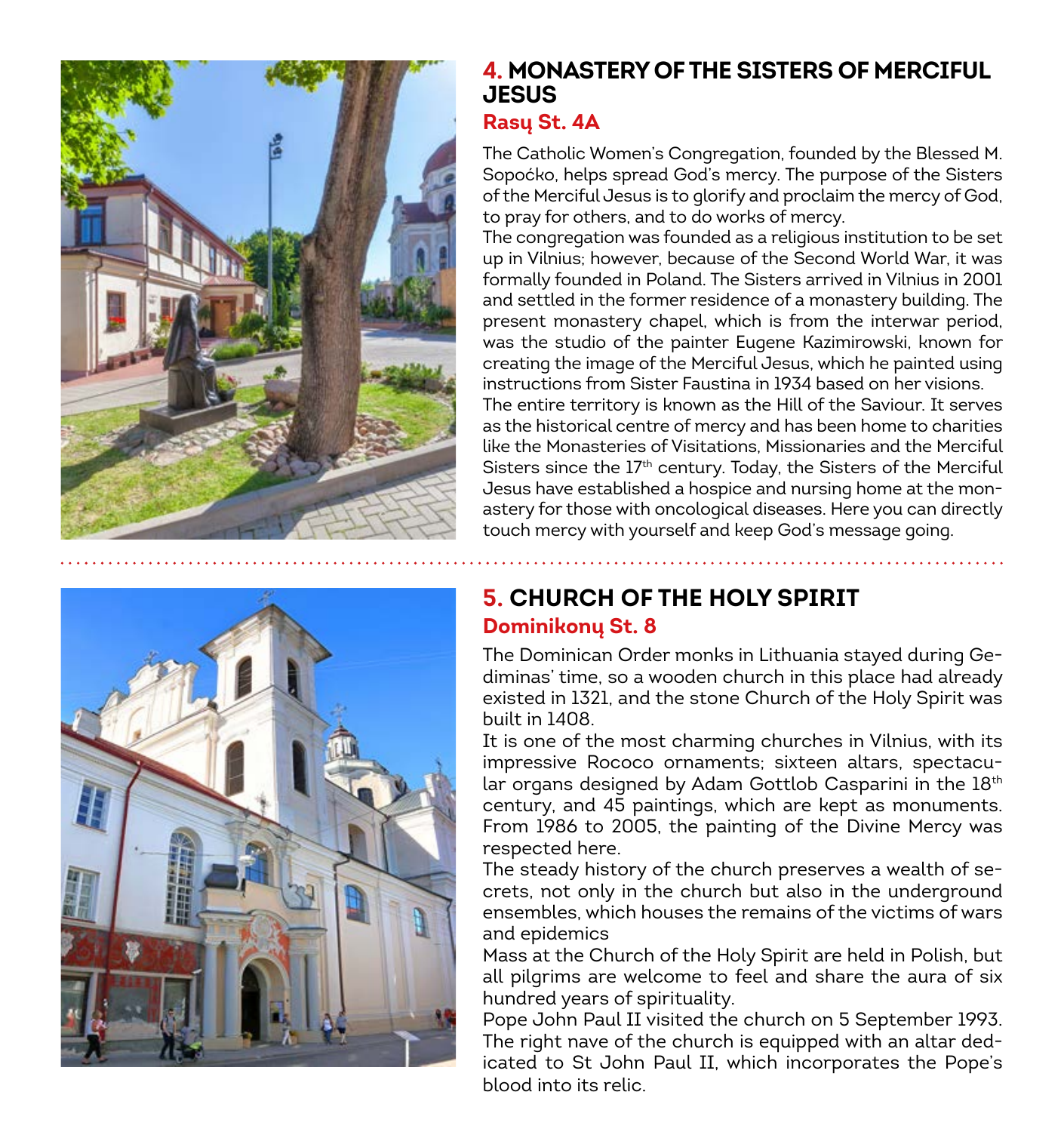## 4. MONASTERY OF THE SISTERS OF MERCIFUL JESUS

### Rasų St. 4A

The Catholic Women's Congregation, founded by the Blessed M. Sopoćko, helps spread God's mercy. The purpose of the Sisters of the Merciful Jesus is to glorify and proclaim the mercy of God, to pray for others, and to do works of mercy.

The congregation was founded as a religious institution to be set up in Vilnius; however, because of the Second World War, it was formally founded in Poland. The Sisters arrived in Vilnius in 2001 and settled in the former residence of a monastery building. The present monastery chapel, which is from the interwar period, was the studio of the painter Eugene Kazimirowski, known for creating the image of the Merciful Jesus, which he painted using instructions from Sister Faustina in 1934 based on her visions.

The entire territory is known as the Hill of the Saviour. It serves as the historical centre of mercy and has been home to charities like the Monasteries of Visitations, Missionaries and the Merciful Sisters since the 17th century. Today, the Sisters of the Merciful Jesus have established a hospice and nursing home at the monastery for those with oncological diseases. Here you can directly touch mercy with yourself and keep God's message going.

## 5. CHURCH OF THE HOLY SPIRIT

### Dominikonų St. 8

The Dominican Order monks in Lithuania stayed during Gediminas' time, so a wooden church in this place had already existed in 1321, and the stone Church of the Holy Spirit was built in 1408.

It is one of the most charming churches in Vilnius, with its impressive Rococo ornaments; sixteen altars, spectacular organs designed by Adam Gottlob Casparini in the 18th century, and 45 paintings, which are kept as monuments. From 1986 to 2005, the painting of the Divine Mercy was respected here.

The steady history of the church preserves a wealth of secrets, not only in the church but also in the underground ensembles, which houses the remains of the victims of wars and epidemics

Mass at the Church of the Holy Spirit are held in Polish, but all pilgrims are welcome to feel and share the aura of six hundred years of spirituality.

Pope John Paul II visited the church on 5 September 1993. The right nave of the church is equipped with an altar dedicated to St John Paul II, which incorporates the Pope's blood into its relic.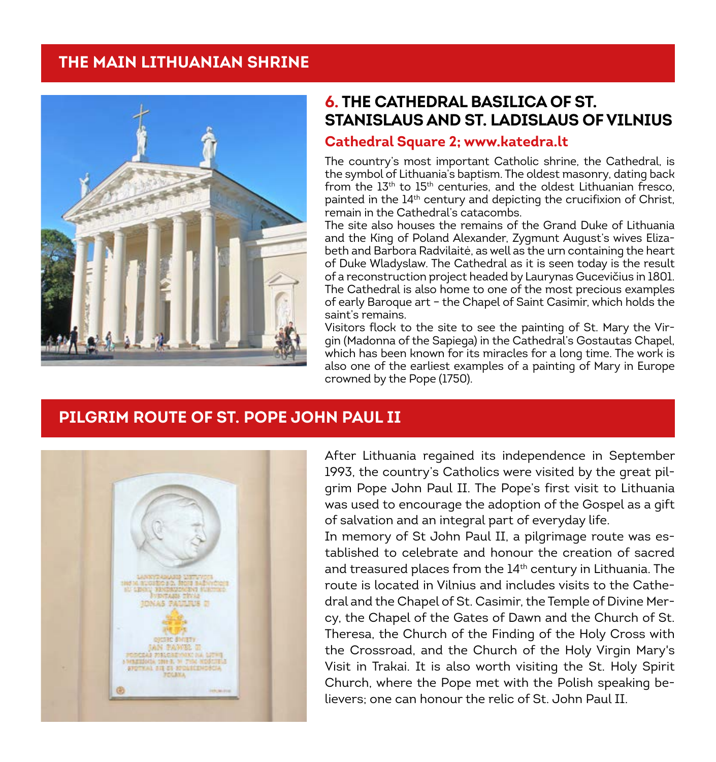## THE MAIN LITHUANIAN SHRINE

### 6. THE CATHEDRAL BASILICA OF ST. STANISLAUS AND ST. LADISLAUS OF VILNIUS

**Cathedral Square 2; www.katedra.lt**

The country's most important Catholic shrine, the Cathedral, is the symbol of Lithuania's baptism. The oldest masonry, dating back from the 13th to 15th centuries, and the oldest Lithuanian fresco, painted in the 14th century and depicting the crucifixion of Christ, remain in the Cathedral's catacombs.

The site also houses the remains of the Grand Duke of Lithuania and the King of Poland Alexander, Zygmunt August's wives Elizabeth and Barbora Radvilaitė, as well as the urn containing the heart of Duke Wladyslaw. The Cathedral as it is seen today is the result of a reconstruction project headed by Laurynas Gucevičius in 1801. The Cathedral is also home to one of the most precious examples of early Baroque art – the Chapel of Saint Casimir, which holds the saint's remains.

Visitors flock to the site to see the painting of St. Mary the Virgin (Madonna of the Sapiega) in the Cathedral's Gostautas Chapel, which has been known for its miracles for a long time. The work is also one of the earliest examples of a painting of Mary in Europe crowned by the Pope (1750).

## PILGRIM ROUTE OF ST. POPE JOHN PAUL II

After Lithuania regained its independence in September 1993, the country's Catholics were visited by the great pilgrim Pope John Paul II. The Pope's first visit to Lithuania was used to encourage the adoption of the Gospel as a gift of salvation and an integral part of everyday life.

In memory of St John Paul II, a pilgrimage route was established to celebrate and honour the creation of sacred and treasured places from the 14th century in Lithuania. The route is located in Vilnius and includes visits to the Cathedral and the Chapel of St. Casimir, the Temple of Divine Mercy, the Chapel of the Gates of Dawn and the Church of St. Theresa, the Church of the Finding of the Holy Cross with the Crossroad, and the Church of the Holy Virgin Mary's Visit in Trakai. It is also worth visiting the St. Holy Spirit Church, where the Pope met with the Polish speaking believers; one can honour the relic of St. John Paul II.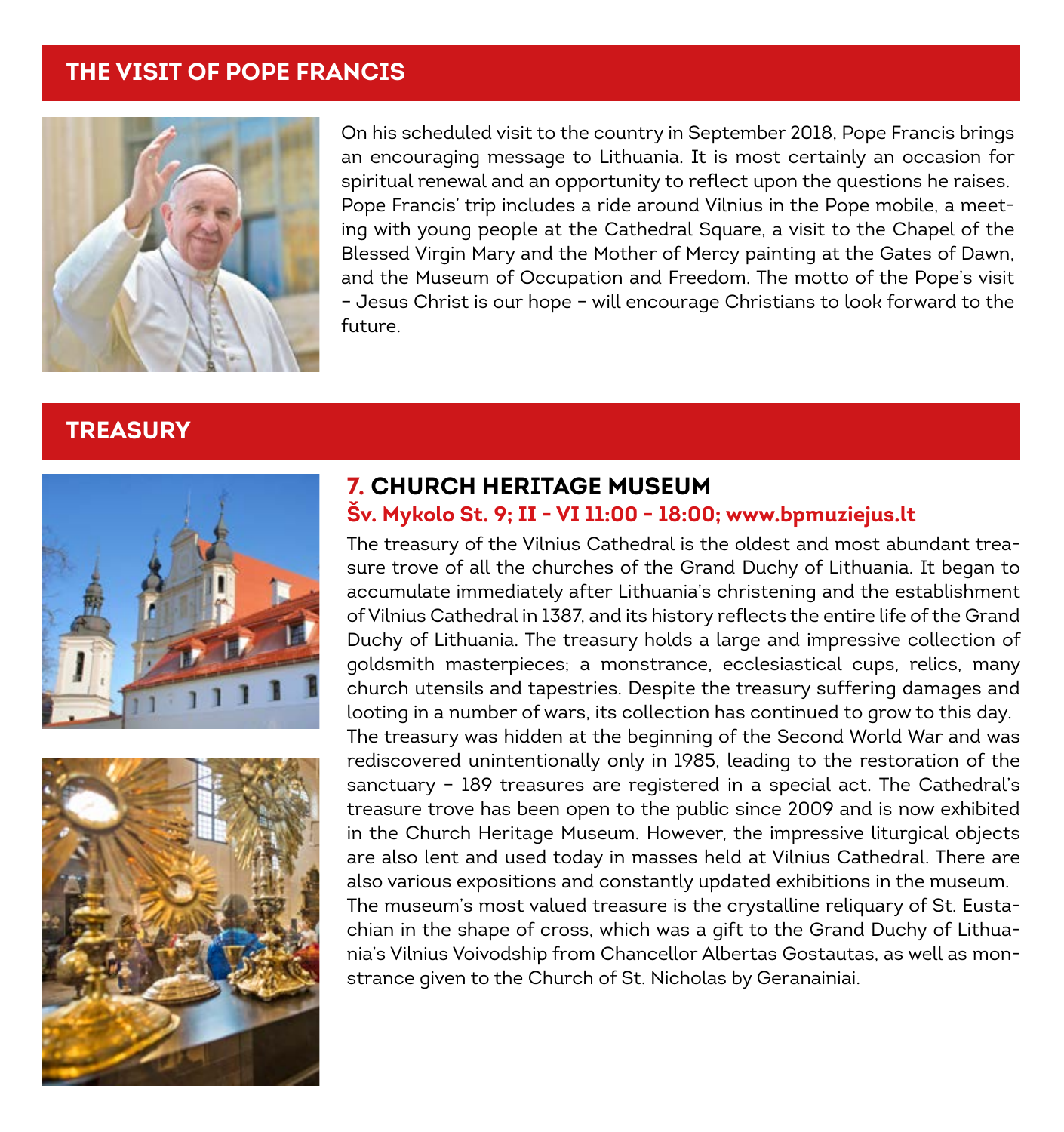## THE VISIT OF POPE FRANCIS

On his scheduled visit to the country in September 2018, Pope Francis brings an encouraging message to Lithuania. It is most certainly an occasion for spiritual renewal and an opportunity to reflect upon the questions he raises. Pope Francis' trip includes a ride around Vilnius in the Pope mobile, a meeting with young people at the Cathedral Square, a visit to the Chapel of the Blessed Virgin Mary and the Mother of Mercy painting at the Gates of Dawn, and the Museum of Occupation and Freedom. The motto of the Pope's visit – Jesus Christ is our hope – will encourage Christians to look forward to the future.

## TREASURY

### 7. CHURCH HERITAGE MUSEUM

**Šv. Mykolo St. 9; II - VI 11:00 - 18:00; www.bpmuziejus.lt**

The treasury of the Vilnius Cathedral is the oldest and most abundant treasure trove of all the churches of the Grand Duchy of Lithuania. It began to accumulate immediately after Lithuania's christening and the establishment of Vilnius Cathedral in 1387, and its history reflects the entire life of the Grand Duchy of Lithuania. The treasury holds a large and impressive collection of goldsmith masterpieces; a monstrance, ecclesiastical cups, relics, many church utensils and tapestries. Despite the treasury suffering damages and looting in a number of wars, its collection has continued to grow to this day. The treasury was hidden at the beginning of the Second World War and was rediscovered unintentionally only in 1985, leading to the restoration of the sanctuary – 189 treasures are registered in a special act. The Cathedral's treasure trove has been open to the public since 2009 and is now exhibited in the Church Heritage Museum. However, the impressive liturgical objects are also lent and used today in masses held at Vilnius Cathedral. There are also various expositions and constantly updated exhibitions in the museum. The museum's most valued treasure is the crystalline reliquary of St. Eustachian in the shape of cross, which was a gift to the Grand Duchy of Lithuania's Vilnius Voivodship from Chancellor Albertas Gostautas, as well as monstrance given to the Church of St. Nicholas by Geranainiai.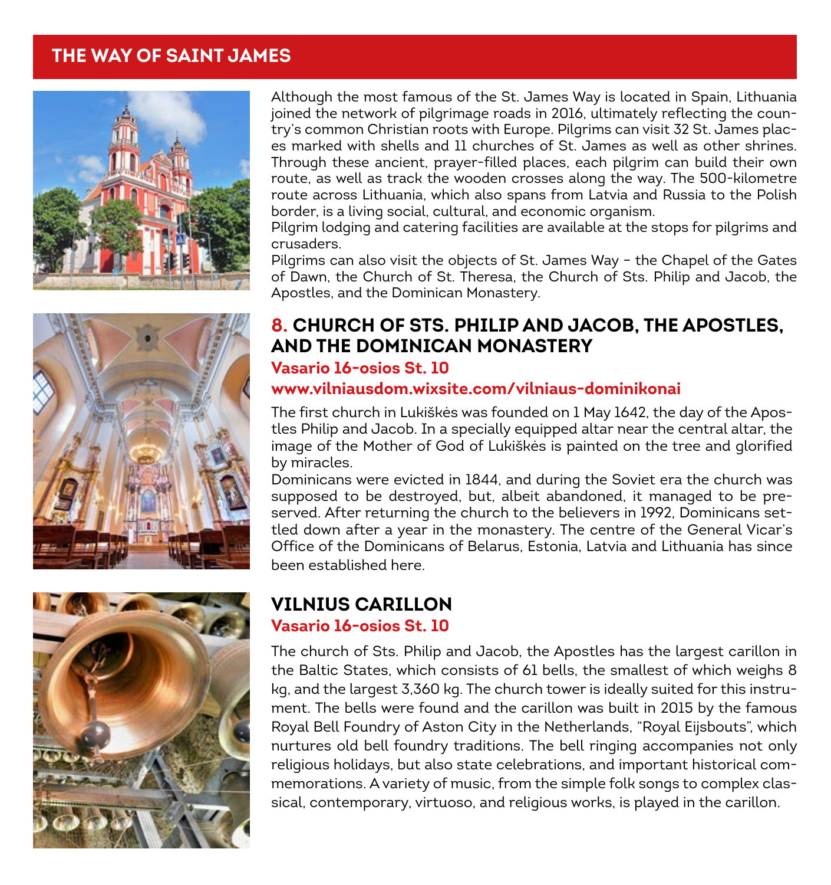## THE WAY OF SAINT JAMES

Although the most famous of the St. James Way is located in Spain, Lithuania joined the network of pilgrimage roads in 2016, ultimately reflecting the country's common Christian roots with Europe. Pilgrims can visit 32 St. James places marked with shells and 11 churches of St. James as well as other shrines. Through these ancient, prayer-filled places, each pilgrim can build their own route, as well as track the wooden crosses along the way. The 500-kilometre route across Lithuania, which also spans from Latvia and Russia to the Polish border, is a living social, cultural, and economic organism.

Pilgrim lodging and catering facilities are available at the stops for pilgrims and crusaders.

Pilgrims can also visit the objects of St. James Way – the Chapel of the Gates of Dawn, the Church of St. Theresa, the Church of Sts. Philip and Jacob, the Apostles, and the Dominican Monastery.

### 8. CHURCH OF STS. PHILIP AND JACOB, THE APOSTLES, AND THE DOMINICAN MONASTERY

**Vasario 16-osios St. 10**

**www.vilniausdom.wixsite.com/vilniaus-dominikonai**

The first church in Lukiškės was founded on 1 May 1642, the day of the Apostles Philip and Jacob. In a specially equipped altar near the central altar, the image of the Mother of God of Lukiškės is painted on the tree and glorified by miracles.

Dominicans were evicted in 1844, and during the Soviet era the church was supposed to be destroyed, but, albeit abandoned, it managed to be preserved. After returning the church to the believers in 1992, Dominicans settled down after a year in the monastery. The centre of the General Vicar's Office of the Dominicans of Belarus, Estonia, Latvia and Lithuania has since been established here.

### VILNIUS CARILLON

**Vasario 16-osios St. 10**

The church of Sts. Philip and Jacob, the Apostles has the largest carillon in the Baltic States, which consists of 61 bells, the smallest of which weighs 8 kg, and the largest 3,360 kg. The church tower is ideally suited for this instrument. The bells were found and the carillon was built in 2015 by the famous Royal Bell Foundry of Aston City in the Netherlands, "Royal Eijsbouts", which nurtures old bell foundry traditions. The bell ringing accompanies not only religious holidays, but also state celebrations, and important historical commemorations. A variety of music, from the simple folk songs to complex classical, contemporary, virtuoso, and religious works, is played in the carillon.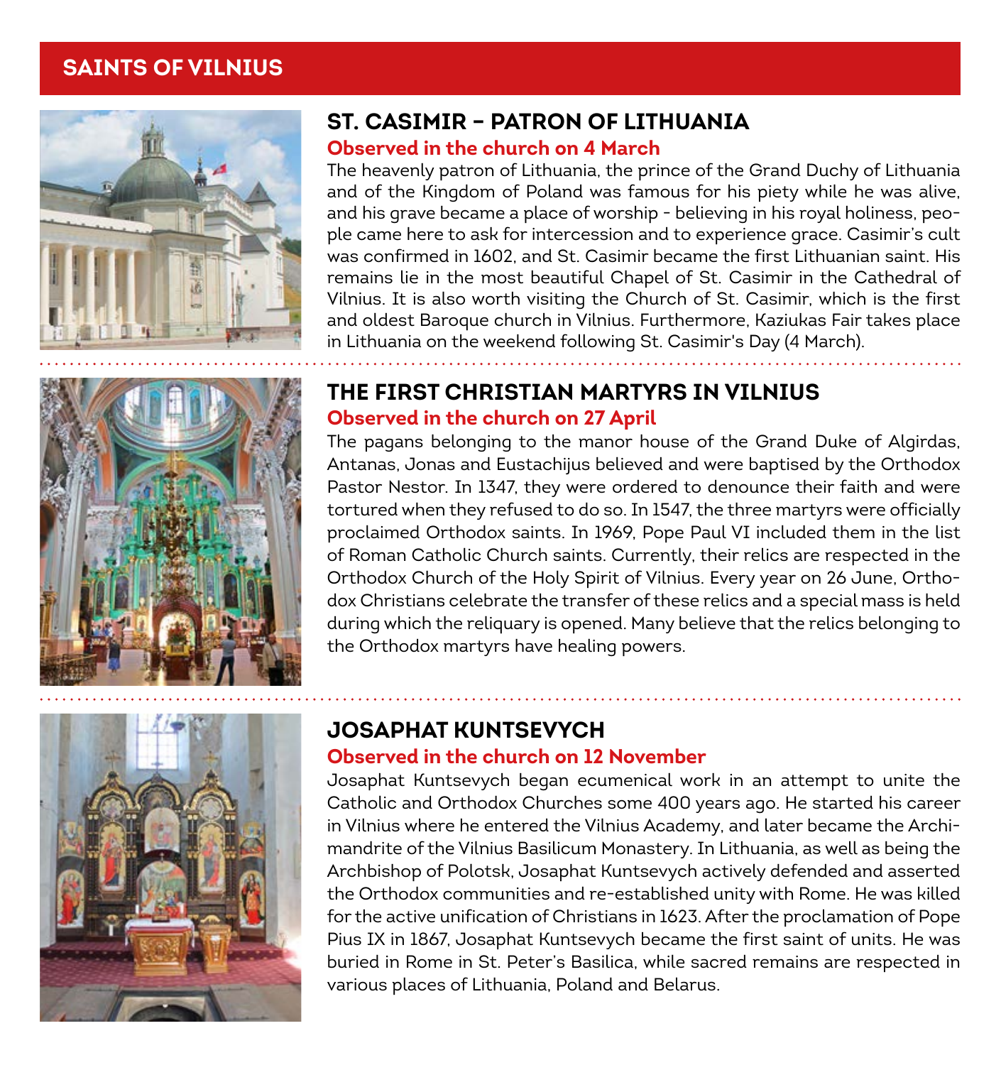# SAINTS OF VILNIUS

## ST. CASIMIR – PATRON OF LITHUANIA

**Observed in the church on 4 March**

The heavenly patron of Lithuania, the prince of the Grand Duchy of Lithuania and of the Kingdom of Poland was famous for his piety while he was alive, and his grave became a place of worship - believing in his royal holiness, people came here to ask for intercession and to experience grace. Casimir's cult was confirmed in 1602, and St. Casimir became the first Lithuanian saint. His remains lie in the most beautiful Chapel of St. Casimir in the Cathedral of Vilnius. It is also worth visiting the Church of St. Casimir, which is the first and oldest Baroque church in Vilnius. Furthermore, Kaziukas Fair takes place in Lithuania on the weekend following St. Casimir's Day (4 March).

## THE FIRST CHRISTIAN MARTYRS IN VILNIUS

**Observed in the church on 27 April**

The pagans belonging to the manor house of the Grand Duke of Algirdas, Antanas, Jonas and Eustachijus believed and were baptised by the Orthodox Pastor Nestor. In 1347, they were ordered to denounce their faith and were tortured when they refused to do so. In 1547, the three martyrs were officially proclaimed Orthodox saints. In 1969, Pope Paul VI included them in the list of Roman Catholic Church saints. Currently, their relics are respected in the Orthodox Church of the Holy Spirit of Vilnius. Every year on 26 June, Orthodox Christians celebrate the transfer of these relics and a special mass is held during which the reliquary is opened. Many believe that the relics belonging to the Orthodox martyrs have healing powers.

## JOSAPHAT KUNTSEVYCH

**Observed in the church on 12 November**

Josaphat Kuntsevych began ecumenical work in an attempt to unite the Catholic and Orthodox Churches some 400 years ago. He started his career in Vilnius where he entered the Vilnius Academy, and later became the Archimandrite of the Vilnius Basilicum Monastery. In Lithuania, as well as being the Archbishop of Polotsk, Josaphat Kuntsevych actively defended and asserted the Orthodox communities and re-established unity with Rome. He was killed for the active unification of Christians in 1623. After the proclamation of Pope Pius IX in 1867, Josaphat Kuntsevych became the first saint of units. He was buried in Rome in St. Peter's Basilica, while sacred remains are respected in various places of Lithuania, Poland and Belarus.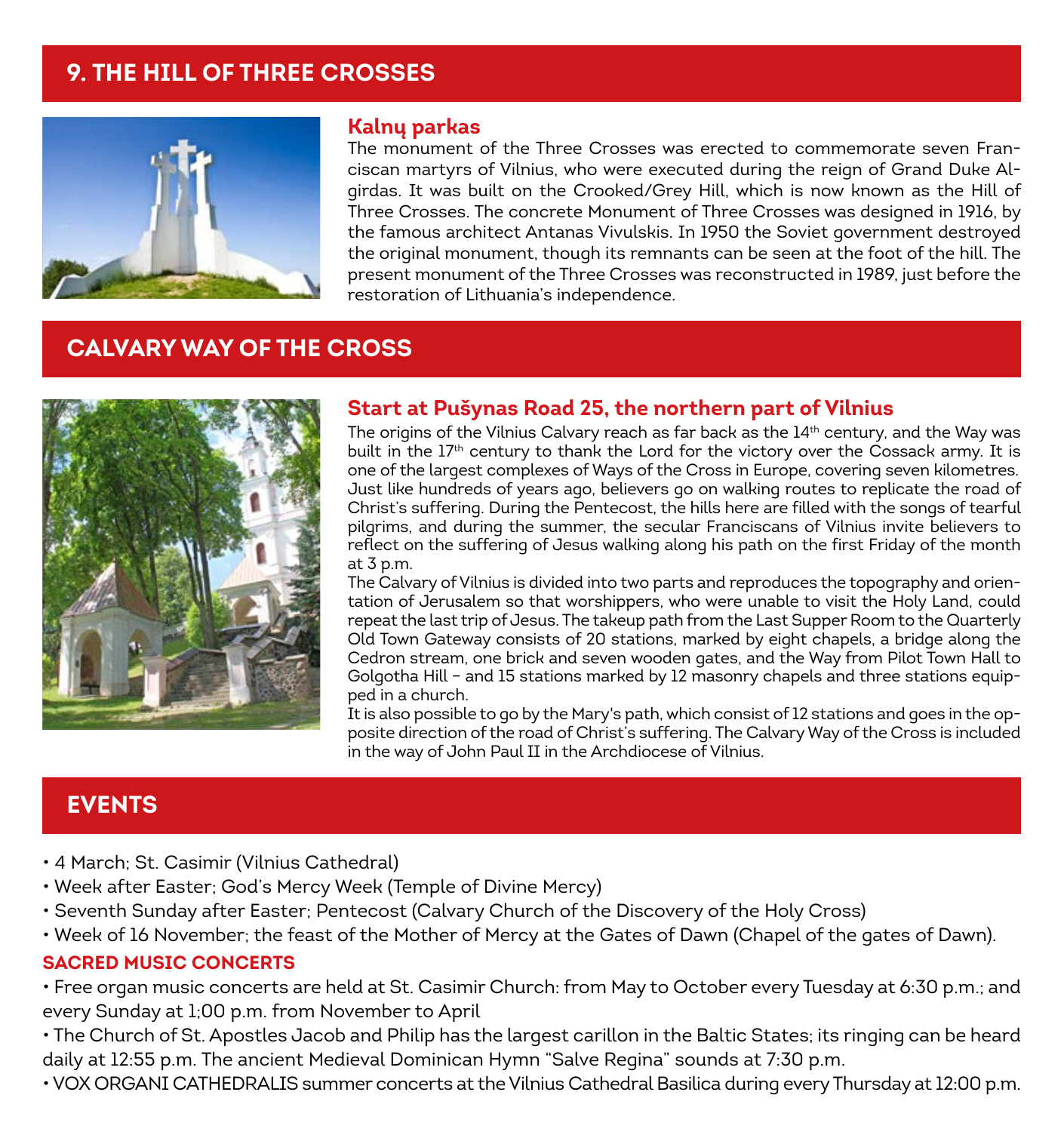## 9. THE HILL OF THREE CROSSES

### Kalnų parkas

The monument of the Three Crosses was erected to commemorate seven Franciscan martyrs of Vilnius, who were executed during the reign of Grand Duke Algirdas. It was built on the Crooked/Grey Hill, which is now known as the Hill of Three Crosses. The concrete Monument of Three Crosses was designed in 1916, by the famous architect Antanas Vivulskis. In 1950 the Soviet government destroyed the original monument, though its remnants can be seen at the foot of the hill. The present monument of the Three Crosses was reconstructed in 1989, just before the restoration of Lithuania's independence.

## CALVARY WAY OF THE CROSS

### Start at Pušynas Road 25, the northern part of Vilnius

The origins of the Vilnius Calvary reach as far back as the 14th century, and the Way was built in the 17th century to thank the Lord for the victory over the Cossack army. It is one of the largest complexes of Ways of the Cross in Europe, covering seven kilometres. Just like hundreds of years ago, believers go on walking routes to replicate the road of Christ's suffering. During the Pentecost, the hills here are filled with the songs of tearful pilgrims, and during the summer, the secular Franciscans of Vilnius invite believers to reflect on the suffering of Jesus walking along his path on the first Friday of the month at 3 p.m.

The Calvary of Vilnius is divided into two parts and reproduces the topography and orientation of Jerusalem so that worshippers, who were unable to visit the Holy Land, could repeat the last trip of Jesus. The takeup path from the Last Supper Room to the Quarterly Old Town Gateway consists of 20 stations, marked by eight chapels, a bridge along the Cedron stream, one brick and seven wooden gates, and the Way from Pilot Town Hall to Golgotha Hill – and 15 stations marked by 12 masonry chapels and three stations equipped in a church.

It is also possible to go by the Mary's path, which consist of 12 stations and goes in the opposite direction of the road of Christ's suffering. The Calvary Way of the Cross is included in the way of John Paul II in the Archdiocese of Vilnius.

## EVENTS

- 4 March; St. Casimir (Vilnius Cathedral)
- Week after Easter; God's Mercy Week (Temple of Divine Mercy)
- Seventh Sunday after Easter; Pentecost (Calvary Church of the Discovery of the Holy Cross)
- Week of 16 November; the feast of the Mother of Mercy at the Gates of Dawn (Chapel of the gates of Dawn).

### SACRED MUSIC CONCERTS

- Free organ music concerts are held at St. Casimir Church: from May to October every Tuesday at 6:30 p.m.; and every Sunday at 1;00 p.m. from November to April
- The Church of St. Apostles Jacob and Philip has the largest carillon in the Baltic States; its ringing can be heard daily at 12:55 p.m. The ancient Medieval Dominican Hymn "Salve Regina" sounds at 7:30 p.m.
- VOX ORGANI CATHEDRALIS summer concerts at the Vilnius Cathedral Basilica during every Thursday at 12:00 p.m.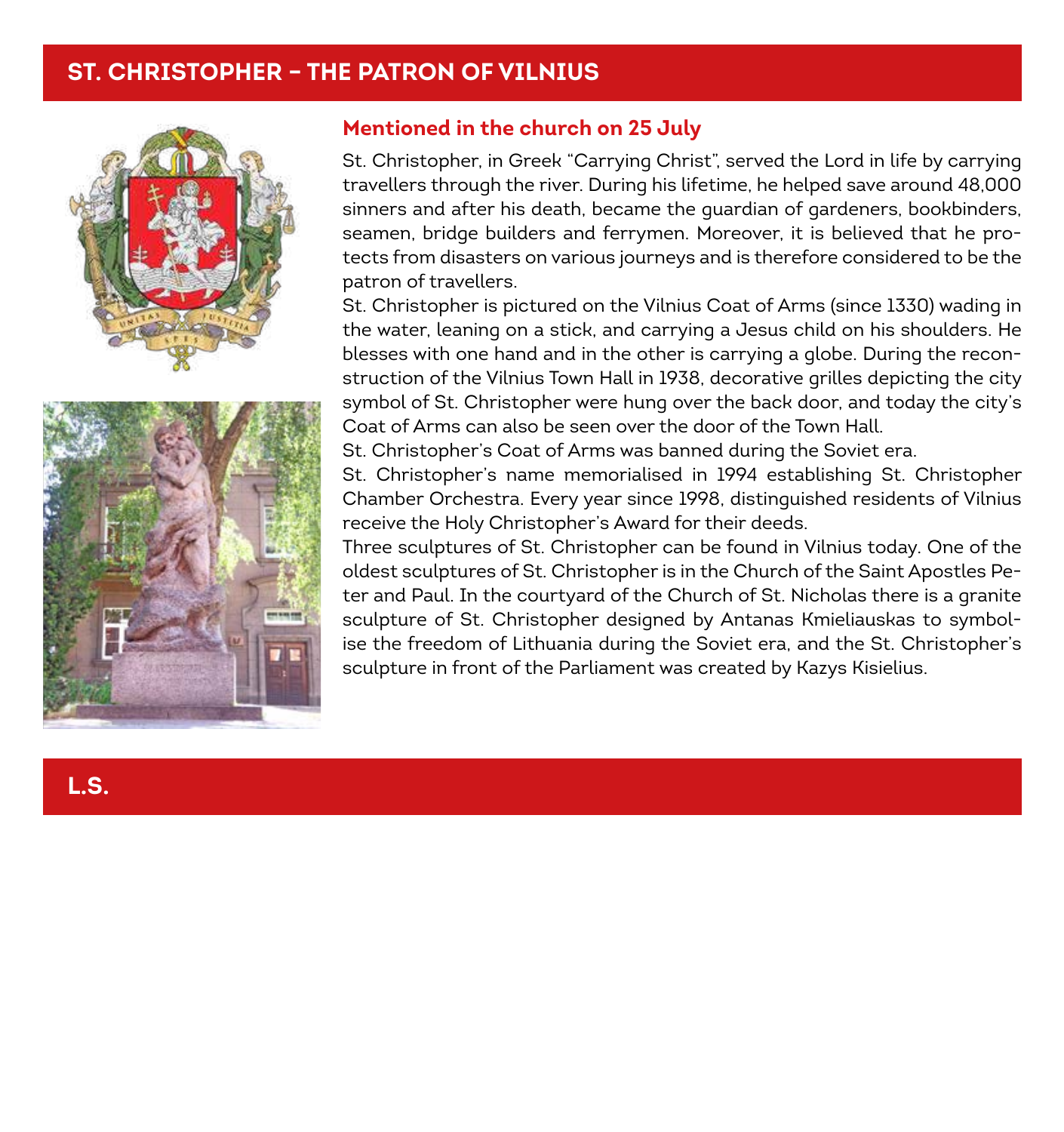# ST. CHRISTOPHER – THE PATRON OF VILNIUS

## Mentioned in the church on 25 July

St. Christopher, in Greek "Carrying Christ", served the Lord in life by carrying travellers through the river. During his lifetime, he helped save around 48,000 sinners and after his death, became the guardian of gardeners, bookbinders, seamen, bridge builders and ferrymen. Moreover, it is believed that he protects from disasters on various journeys and is therefore considered to be the patron of travellers.

St. Christopher is pictured on the Vilnius Coat of Arms (since 1330) wading in the water, leaning on a stick, and carrying a Jesus child on his shoulders. He blesses with one hand and in the other is carrying a globe. During the reconstruction of the Vilnius Town Hall in 1938, decorative grilles depicting the city symbol of St. Christopher were hung over the back door, and today the city's Coat of Arms can also be seen over the door of the Town Hall.

St. Christopher's Coat of Arms was banned during the Soviet era.

St. Christopher's name memorialised in 1994 establishing St. Christopher Chamber Orchestra. Every year since 1998, distinguished residents of Vilnius receive the Holy Christopher's Award for their deeds.

Three sculptures of St. Christopher can be found in Vilnius today. One of the oldest sculptures of St. Christopher is in the Church of the Saint Apostles Peter and Paul. In the courtyard of the Church of St. Nicholas there is a granite sculpture of St. Christopher designed by Antanas Kmieliauskas to symbolise the freedom of Lithuania during the Soviet era, and the St. Christopher's sculpture in front of the Parliament was created by Kazys Kisielius.

# L.S.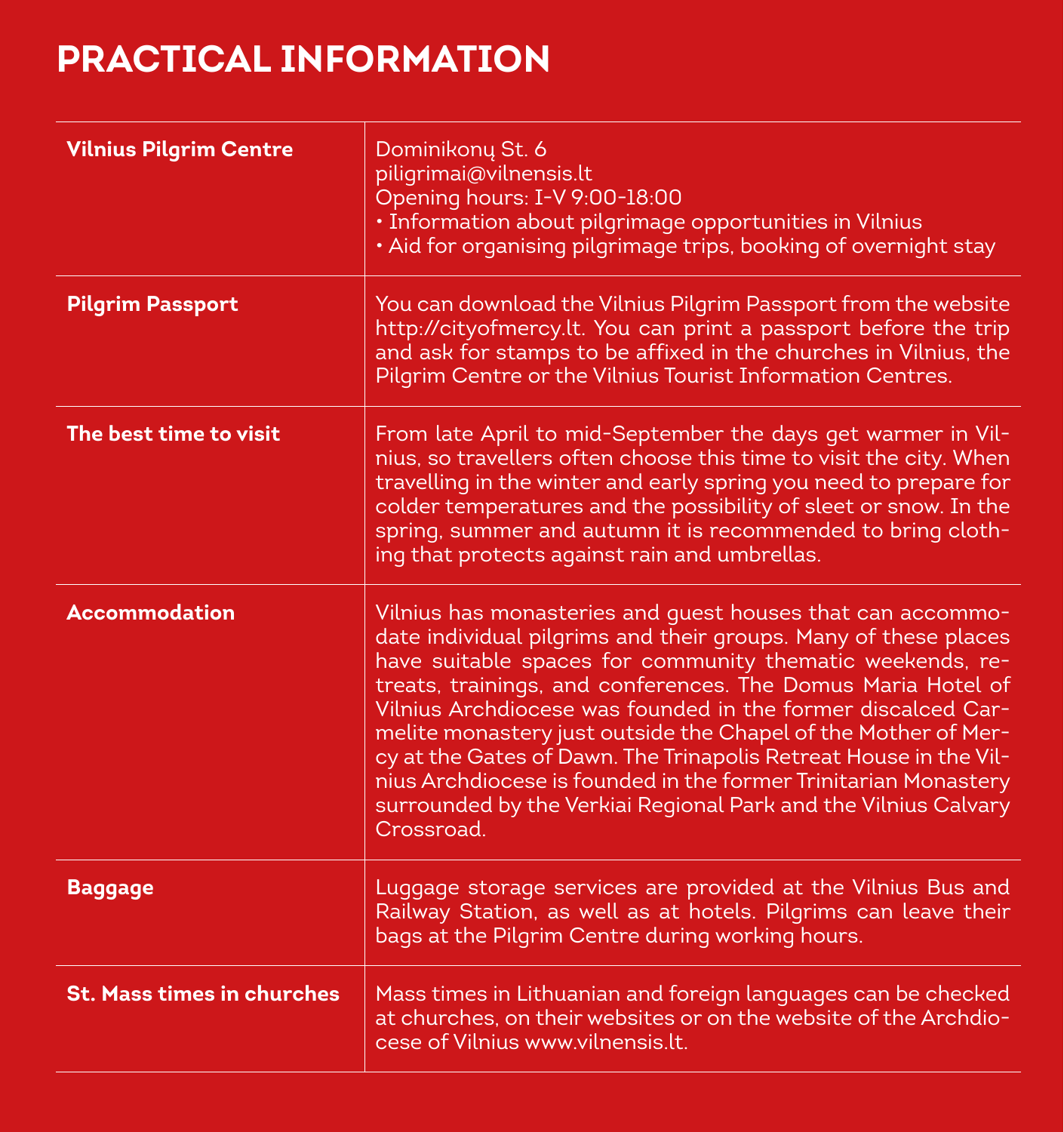# PRACTICAL INFORMATION

| | |
|---|---|
| **Vilnius Pilgrim Centre** | Dominikonų St. 6<br>piligrimai@vilnensis.lt<br>Opening hours: I-V 9:00-18:00<br>• Information about pilgrimage opportunities in Vilnius<br>• Aid for organising pilgrimage trips, booking of overnight stay |
| **Pilgrim Passport** | You can download the Vilnius Pilgrim Passport from the website http://cityofmercy.lt. You can print a passport before the trip and ask for stamps to be affixed in the churches in Vilnius, the Pilgrim Centre or the Vilnius Tourist Information Centres. |
| **The best time to visit** | From late April to mid-September the days get warmer in Vilnius, so travellers often choose this time to visit the city. When travelling in the winter and early spring you need to prepare for colder temperatures and the possibility of sleet or snow. In the spring, summer and autumn it is recommended to bring clothing that protects against rain and umbrellas. |
| **Accommodation** | Vilnius has monasteries and guest houses that can accommodate individual pilgrims and their groups. Many of these places have suitable spaces for community thematic weekends, retreats, trainings, and conferences. The Domus Maria Hotel of Vilnius Archdiocese was founded in the former discalced Carmelite monastery just outside the Chapel of the Mother of Mercy at the Gates of Dawn. The Trinapolis Retreat House in the Vilnius Archdiocese is founded in the former Trinitarian Monastery surrounded by the Verkiai Regional Park and the Vilnius Calvary Crossroad. |
| **Baggage** | Luggage storage services are provided at the Vilnius Bus and Railway Station, as well as at hotels. Pilgrims can leave their bags at the Pilgrim Centre during working hours. |
| **St. Mass times in churches** | Mass times in Lithuanian and foreign languages can be checked at churches, on their websites or on the website of the Archdiocese of Vilnius www.vilnensis.lt. |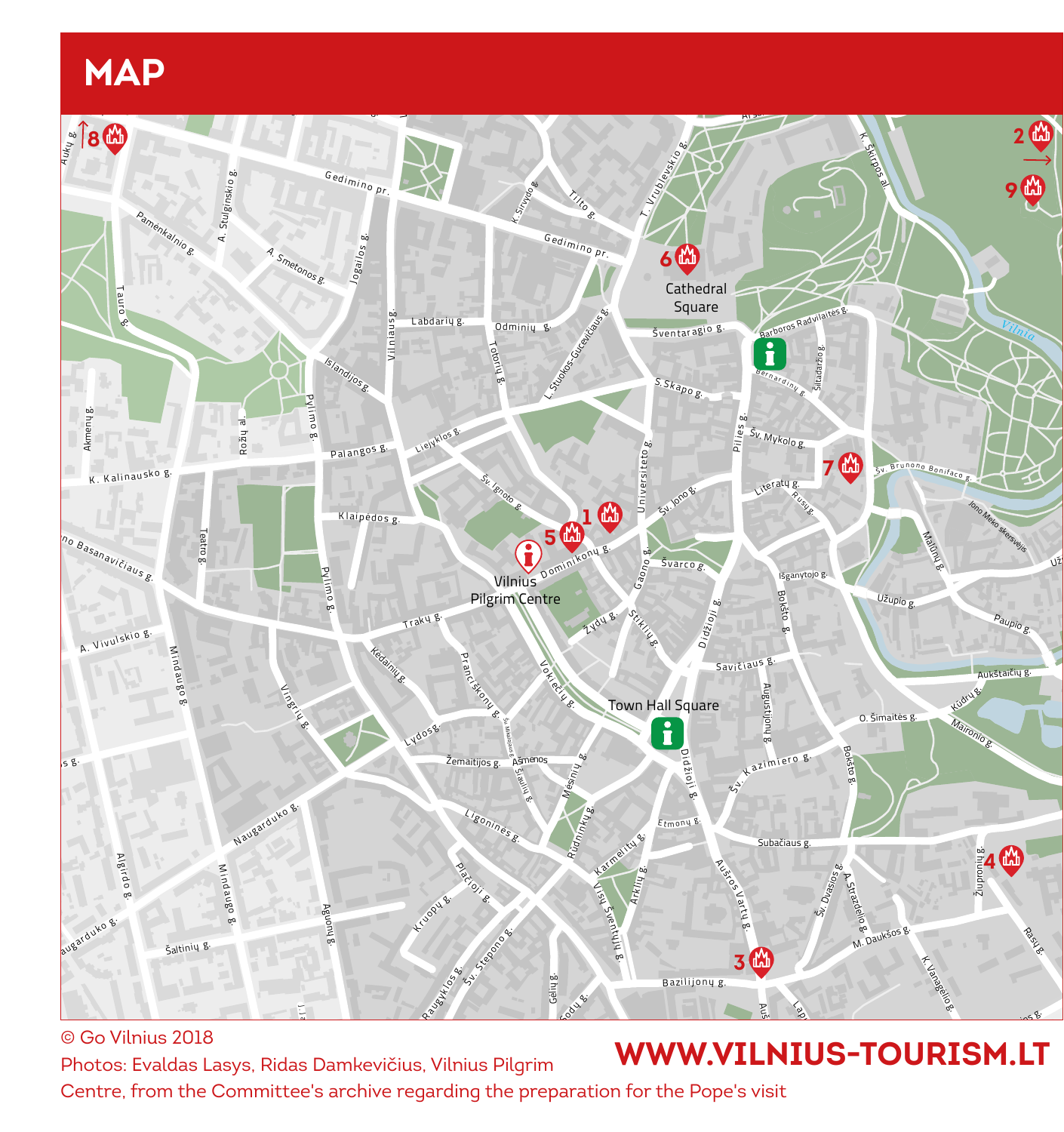# MAP

© Go Vilnius 2018

Photos: Evaldas Lasys, Ridas Damkevičius, Vilnius Pilgrim Centre, from the Committee's archive regarding the preparation for the Pope's visit

WWW.VILNIUS-TOURISM.LT